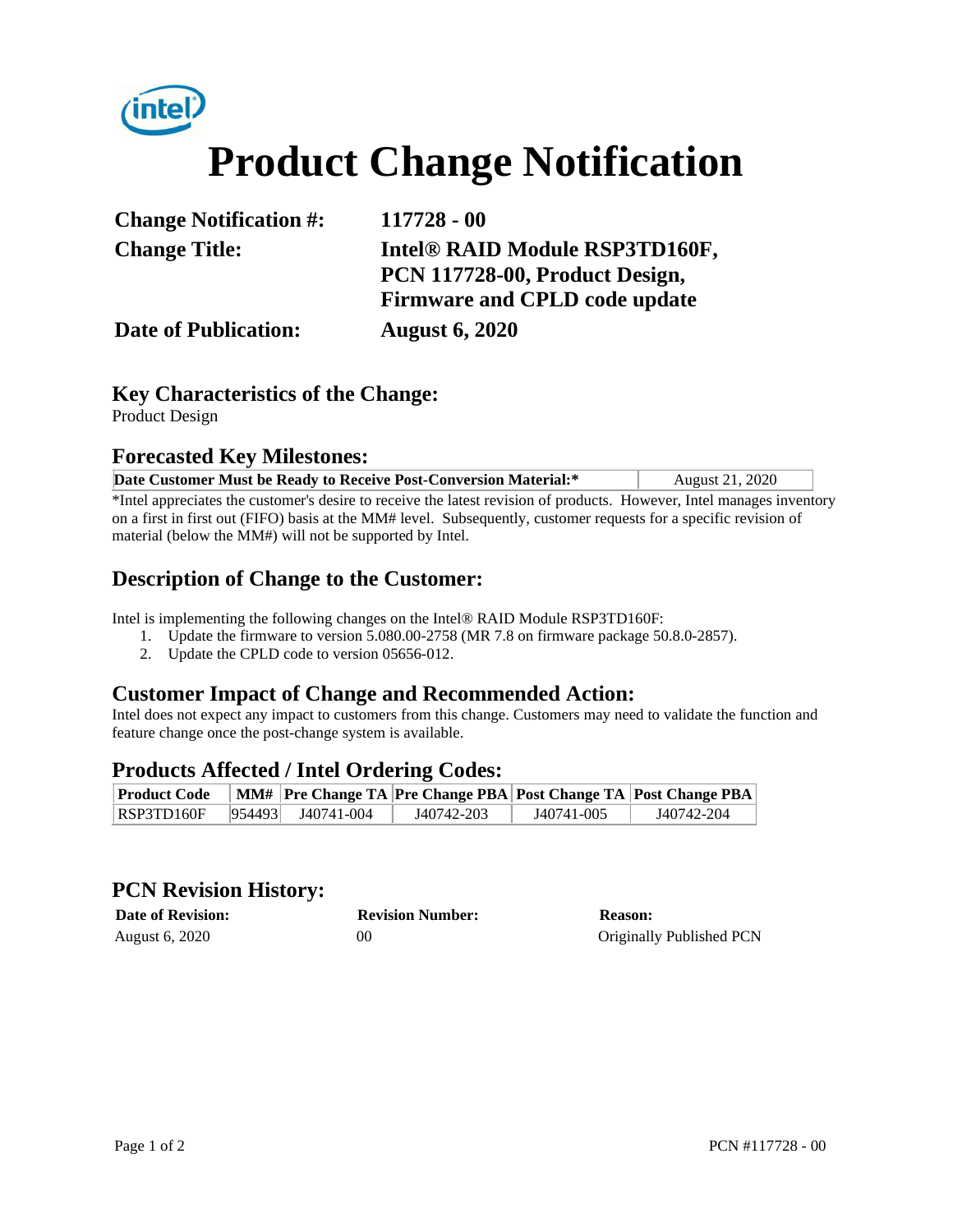# Product Change Notification

| | |
|---|---|
| **Change Notification #:** | **117728 - 00** |
| **Change Title:** | **Intel® RAID Module RSP3TD160F, PCN 117728-00, Product Design, Firmware and CPLD code update** |
| **Date of Publication:** | **August 6, 2020** |

## Key Characteristics of the Change:

Product Design

## Forecasted Key Milestones:

| **Date Customer Must be Ready to Receive Post-Conversion Material:*** | August 21, 2020 |
|---|---|

*Intel appreciates the customer's desire to receive the latest revision of products. However, Intel manages inventory on a first in first out (FIFO) basis at the MM# level. Subsequently, customer requests for a specific revision of material (below the MM#) will not be supported by Intel.

## Description of Change to the Customer:

Intel is implementing the following changes on the Intel® RAID Module RSP3TD160F:

1. Update the firmware to version 5.080.00-2758 (MR 7.8 on firmware package 50.8.0-2857).
2. Update the CPLD code to version 05656-012.

## Customer Impact of Change and Recommended Action:

Intel does not expect any impact to customers from this change. Customers may need to validate the function and feature change once the post-change system is available.

## Products Affected / Intel Ordering Codes:

| Product Code | MM# | Pre Change TA | Pre Change PBA | Post Change TA | Post Change PBA |
|---|---|---|---|---|---|
| RSP3TD160F | 954493 | J40741-004 | J40742-203 | J40741-005 | J40742-204 |

## PCN Revision History:

| Date of Revision: | Revision Number: | Reason: |
|---|---|---|
| August 6, 2020 | 00 | Originally Published PCN |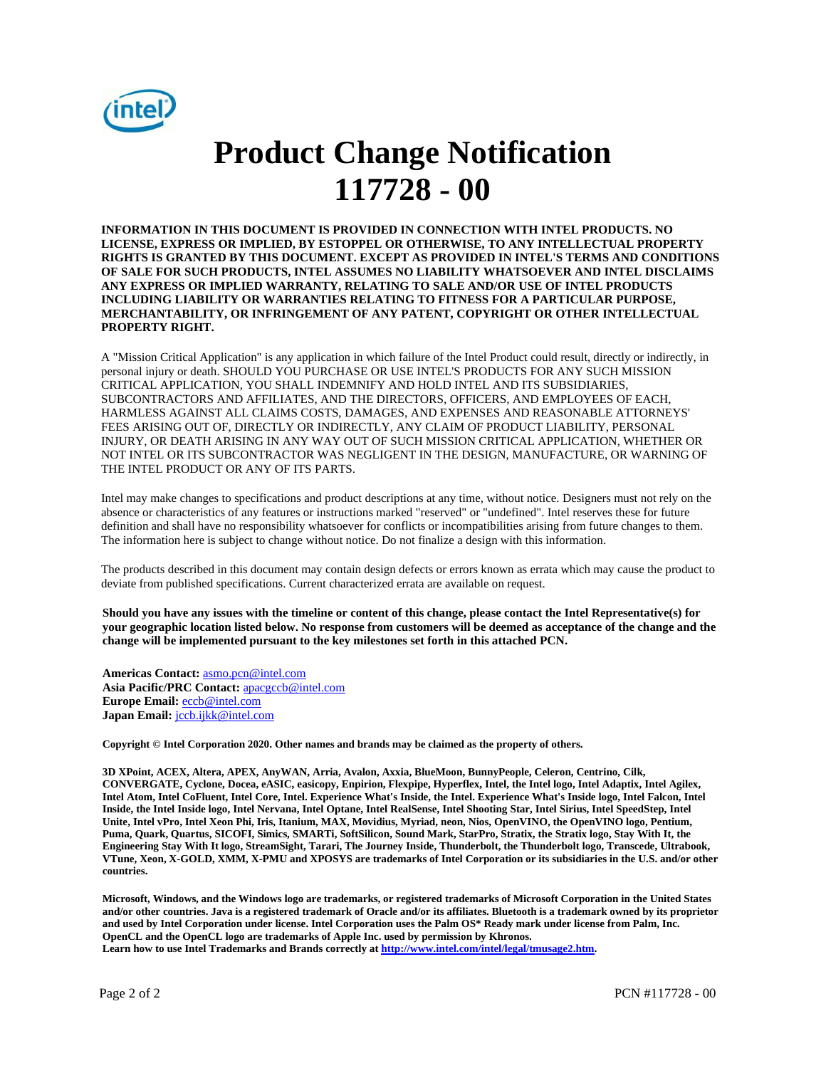# Product Change Notification 117728 - 00

**INFORMATION IN THIS DOCUMENT IS PROVIDED IN CONNECTION WITH INTEL PRODUCTS. NO LICENSE, EXPRESS OR IMPLIED, BY ESTOPPEL OR OTHERWISE, TO ANY INTELLECTUAL PROPERTY RIGHTS IS GRANTED BY THIS DOCUMENT. EXCEPT AS PROVIDED IN INTEL'S TERMS AND CONDITIONS OF SALE FOR SUCH PRODUCTS, INTEL ASSUMES NO LIABILITY WHATSOEVER AND INTEL DISCLAIMS ANY EXPRESS OR IMPLIED WARRANTY, RELATING TO SALE AND/OR USE OF INTEL PRODUCTS INCLUDING LIABILITY OR WARRANTIES RELATING TO FITNESS FOR A PARTICULAR PURPOSE, MERCHANTABILITY, OR INFRINGEMENT OF ANY PATENT, COPYRIGHT OR OTHER INTELLECTUAL PROPERTY RIGHT.**

A "Mission Critical Application" is any application in which failure of the Intel Product could result, directly or indirectly, in personal injury or death. SHOULD YOU PURCHASE OR USE INTEL'S PRODUCTS FOR ANY SUCH MISSION CRITICAL APPLICATION, YOU SHALL INDEMNIFY AND HOLD INTEL AND ITS SUBSIDIARIES, SUBCONTRACTORS AND AFFILIATES, AND THE DIRECTORS, OFFICERS, AND EMPLOYEES OF EACH, HARMLESS AGAINST ALL CLAIMS COSTS, DAMAGES, AND EXPENSES AND REASONABLE ATTORNEYS' FEES ARISING OUT OF, DIRECTLY OR INDIRECTLY, ANY CLAIM OF PRODUCT LIABILITY, PERSONAL INJURY, OR DEATH ARISING IN ANY WAY OUT OF SUCH MISSION CRITICAL APPLICATION, WHETHER OR NOT INTEL OR ITS SUBCONTRACTOR WAS NEGLIGENT IN THE DESIGN, MANUFACTURE, OR WARNING OF THE INTEL PRODUCT OR ANY OF ITS PARTS.

Intel may make changes to specifications and product descriptions at any time, without notice. Designers must not rely on the absence or characteristics of any features or instructions marked "reserved" or "undefined". Intel reserves these for future definition and shall have no responsibility whatsoever for conflicts or incompatibilities arising from future changes to them. The information here is subject to change without notice. Do not finalize a design with this information.

The products described in this document may contain design defects or errors known as errata which may cause the product to deviate from published specifications. Current characterized errata are available on request.

**Should you have any issues with the timeline or content of this change, please contact the Intel Representative(s) for your geographic location listed below. No response from customers will be deemed as acceptance of the change and the change will be implemented pursuant to the key milestones set forth in this attached PCN.**

**Americas Contact:** asmo.pcn@intel.com
**Asia Pacific/PRC Contact:** apacgccb@intel.com
**Europe Email:** eccb@intel.com
**Japan Email:** jccb.ijkk@intel.com

**Copyright © Intel Corporation 2020. Other names and brands may be claimed as the property of others.**

**3D XPoint, ACEX, Altera, APEX, AnyWAN, Arria, Avalon, Axxia, BlueMoon, BunnyPeople, Celeron, Centrino, Cilk, CONVERGATE, Cyclone, Docea, eASIC, easicopy, Enpirion, Flexpipe, Hyperflex, Intel, the Intel logo, Intel Adaptix, Intel Agilex, Intel Atom, Intel CoFluent, Intel Core, Intel. Experience What's Inside, the Intel. Experience What's Inside logo, Intel Falcon, Intel Inside, the Intel Inside logo, Intel Nervana, Intel Optane, Intel RealSense, Intel Shooting Star, Intel Sirius, Intel SpeedStep, Intel Unite, Intel vPro, Intel Xeon Phi, Iris, Itanium, MAX, Movidius, Myriad, neon, Nios, OpenVINO, the OpenVINO logo, Pentium, Puma, Quark, Quartus, SICOFI, Simics, SMARTi, SoftSilicon, Sound Mark, StarPro, Stratix, the Stratix logo, Stay With It, the Engineering Stay With It logo, StreamSight, Tarari, The Journey Inside, Thunderbolt, the Thunderbolt logo, Transcede, Ultrabook, VTune, Xeon, X-GOLD, XMM, X-PMU and XPOSYS are trademarks of Intel Corporation or its subsidiaries in the U.S. and/or other countries.**

**Microsoft, Windows, and the Windows logo are trademarks, or registered trademarks of Microsoft Corporation in the United States and/or other countries. Java is a registered trademark of Oracle and/or its affiliates. Bluetooth is a trademark owned by its proprietor and used by Intel Corporation under license. Intel Corporation uses the Palm OS* Ready mark under license from Palm, Inc. OpenCL and the OpenCL logo are trademarks of Apple Inc. used by permission by Khronos.**
**Learn how to use Intel Trademarks and Brands correctly at http://www.intel.com/intel/legal/tmusage2.htm.**